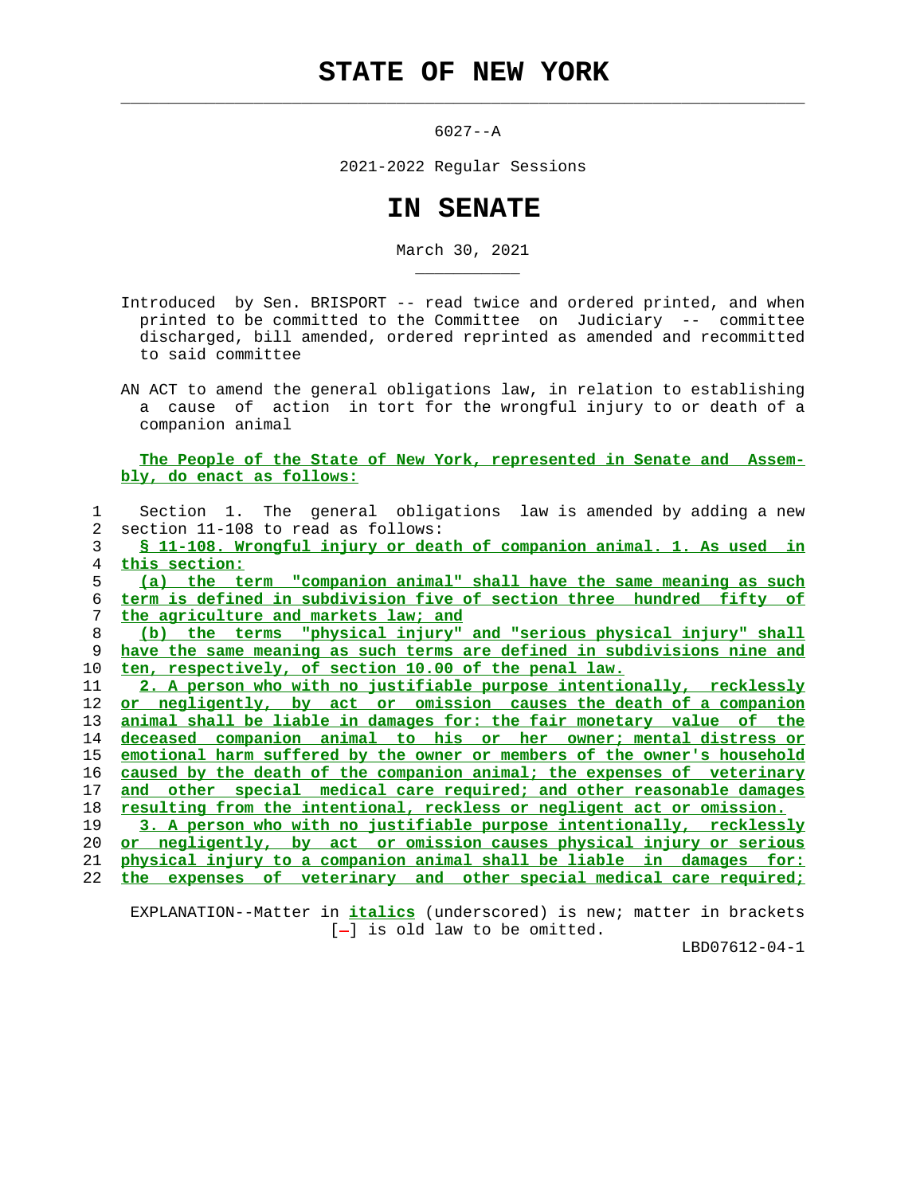# STATE OF NEW YORK

6027--A

2021-2022 Regular Sessions

# IN SENATE

March 30, 2021

Introduced by Sen. BRISPORT -- read twice and ordered printed, and when printed to be committed to the Committee on Judiciary -- committee discharged, bill amended, ordered reprinted as amended and recommitted to said committee

AN ACT to amend the general obligations law, in relation to establishing a cause of action in tort for the wrongful injury to or death of a companion animal

The People of the State of New York, represented in Senate and Assembly, do enact as follows:

Section 1. The general obligations law is amended by adding a new section 11-108 to read as follows:

§ 11-108. Wrongful injury or death of companion animal. 1. As used in this section:

(a) the term "companion animal" shall have the same meaning as such term is defined in subdivision five of section three hundred fifty of the agriculture and markets law; and

(b) the terms "physical injury" and "serious physical injury" shall have the same meaning as such terms are defined in subdivisions nine and ten, respectively, of section 10.00 of the penal law.

2. A person who with no justifiable purpose intentionally, recklessly or negligently, by act or omission causes the death of a companion animal shall be liable in damages for: the fair monetary value of the deceased companion animal to his or her owner; mental distress or emotional harm suffered by the owner or members of the owner's household caused by the death of the companion animal; the expenses of veterinary and other special medical care required; and other reasonable damages resulting from the intentional, reckless or negligent act or omission.

3. A person who with no justifiable purpose intentionally, recklessly or negligently, by act or omission causes physical injury or serious physical injury to a companion animal shall be liable in damages for: the expenses of veterinary and other special medical care required;

EXPLANATION--Matter in *italics* (underscored) is new; matter in brackets [-] is old law to be omitted.

LBD07612-04-1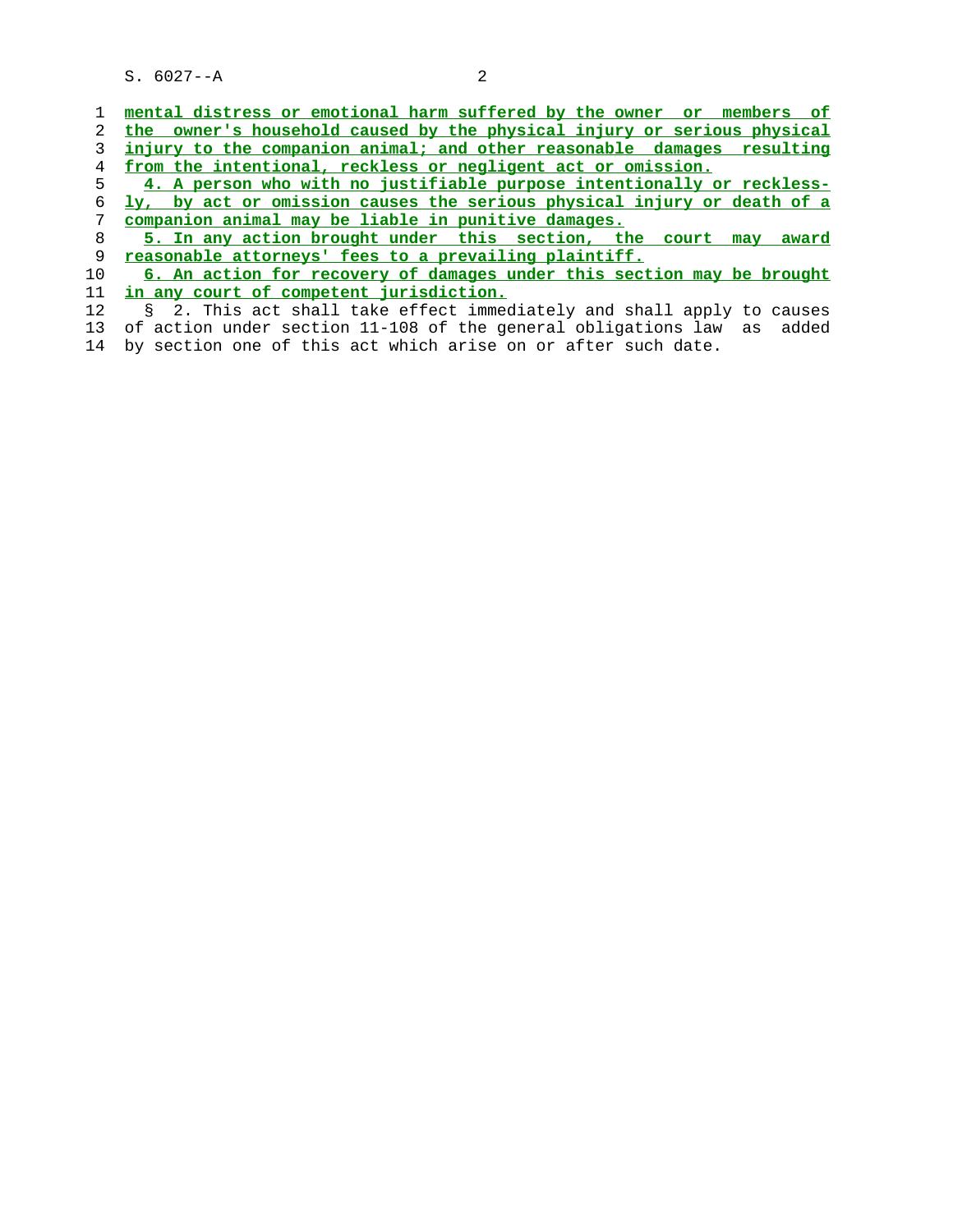mental distress or emotional harm suffered by the owner or members of the owner's household caused by the physical injury or serious physical injury to the companion animal; and other reasonable damages resulting from the intentional, reckless or negligent act or omission.

4. A person who with no justifiable purpose intentionally or recklessly, by act or omission causes the serious physical injury or death of a companion animal may be liable in punitive damages.

5. In any action brought under this section, the court may award reasonable attorneys' fees to a prevailing plaintiff.

6. An action for recovery of damages under this section may be brought in any court of competent jurisdiction.

§ 2. This act shall take effect immediately and shall apply to causes of action under section 11-108 of the general obligations law as added by section one of this act which arise on or after such date.